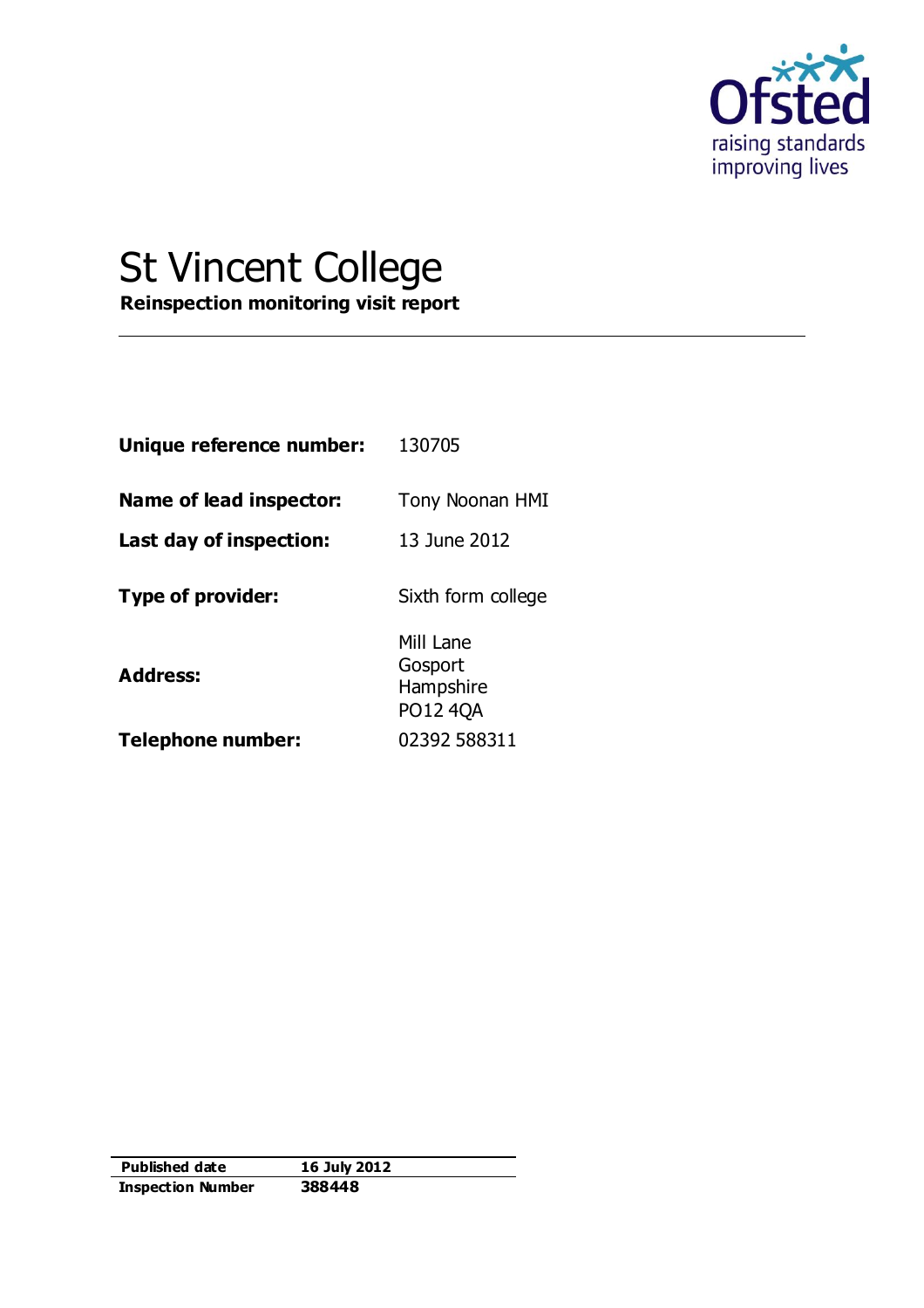Ofsted
raising standards
improving lives

# St Vincent College

**Reinspection monitoring visit report**

| | |
|---|---|
| **Unique reference number:** | 130705 |
| **Name of lead inspector:** | Tony Noonan HMI |
| **Last day of inspection:** | 13 June 2012 |
| **Type of provider:** | Sixth form college |
| **Address:** | Mill Lane<br>Gosport<br>Hampshire<br>PO12 4QA |
| **Telephone number:** | 02392 588311 |

| | |
|---|---|
| **Published date** | **16 July 2012** |
| **Inspection Number** | **388448** |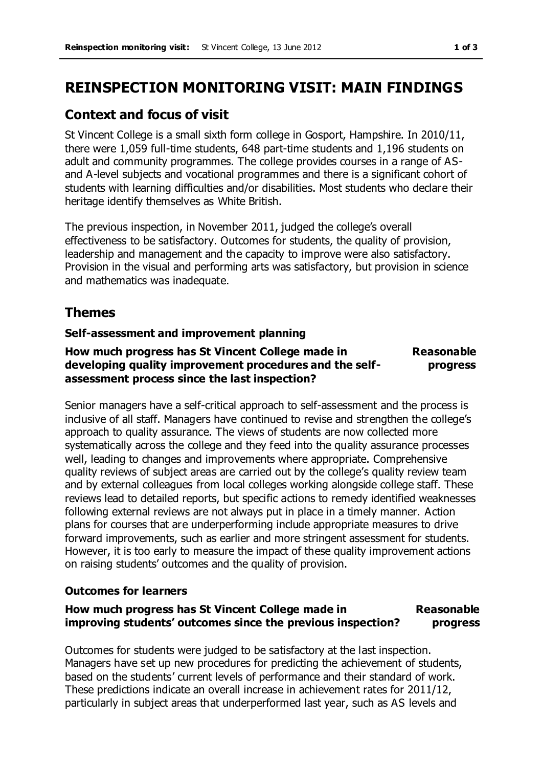# REINSPECTION MONITORING VISIT: MAIN FINDINGS

## Context and focus of visit

St Vincent College is a small sixth form college in Gosport, Hampshire. In 2010/11, there were 1,059 full-time students, 648 part-time students and 1,196 students on adult and community programmes. The college provides courses in a range of AS- and A-level subjects and vocational programmes and there is a significant cohort of students with learning difficulties and/or disabilities. Most students who declare their heritage identify themselves as White British.

The previous inspection, in November 2011, judged the college's overall effectiveness to be satisfactory. Outcomes for students, the quality of provision, leadership and management and the capacity to improve were also satisfactory. Provision in the visual and performing arts was satisfactory, but provision in science and mathematics was inadequate.

## Themes

### Self-assessment and improvement planning

**How much progress has St Vincent College made in developing quality improvement procedures and the self-assessment process since the last inspection?** — **Reasonable progress**

Senior managers have a self-critical approach to self-assessment and the process is inclusive of all staff. Managers have continued to revise and strengthen the college's approach to quality assurance. The views of students are now collected more systematically across the college and they feed into the quality assurance processes well, leading to changes and improvements where appropriate. Comprehensive quality reviews of subject areas are carried out by the college's quality review team and by external colleagues from local colleges working alongside college staff. These reviews lead to detailed reports, but specific actions to remedy identified weaknesses following external reviews are not always put in place in a timely manner. Action plans for courses that are underperforming include appropriate measures to drive forward improvements, such as earlier and more stringent assessment for students. However, it is too early to measure the impact of these quality improvement actions on raising students' outcomes and the quality of provision.

### Outcomes for learners

**How much progress has St Vincent College made in improving students' outcomes since the previous inspection?** — **Reasonable progress**

Outcomes for students were judged to be satisfactory at the last inspection. Managers have set up new procedures for predicting the achievement of students, based on the students' current levels of performance and their standard of work. These predictions indicate an overall increase in achievement rates for 2011/12, particularly in subject areas that underperformed last year, such as AS levels and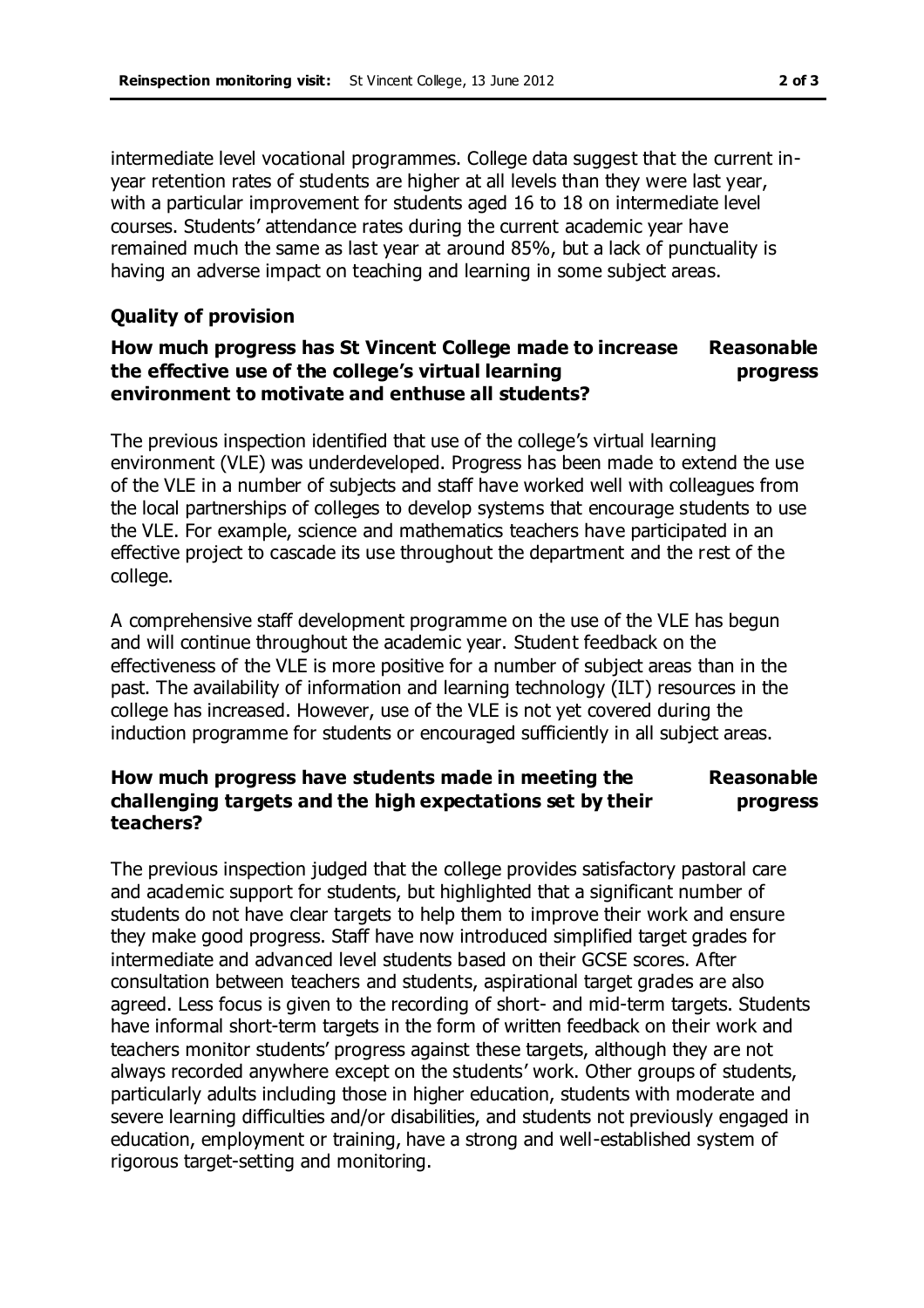intermediate level vocational programmes. College data suggest that the current in-year retention rates of students are higher at all levels than they were last year, with a particular improvement for students aged 16 to 18 on intermediate level courses. Students' attendance rates during the current academic year have remained much the same as last year at around 85%, but a lack of punctuality is having an adverse impact on teaching and learning in some subject areas.

### Quality of provision

**How much progress has St Vincent College made to increase the effective use of the college's virtual learning environment to motivate and enthuse all students?** — **Reasonable progress**

The previous inspection identified that use of the college's virtual learning environment (VLE) was underdeveloped. Progress has been made to extend the use of the VLE in a number of subjects and staff have worked well with colleagues from the local partnerships of colleges to develop systems that encourage students to use the VLE. For example, science and mathematics teachers have participated in an effective project to cascade its use throughout the department and the rest of the college.

A comprehensive staff development programme on the use of the VLE has begun and will continue throughout the academic year. Student feedback on the effectiveness of the VLE is more positive for a number of subject areas than in the past. The availability of information and learning technology (ILT) resources in the college has increased. However, use of the VLE is not yet covered during the induction programme for students or encouraged sufficiently in all subject areas.

**How much progress have students made in meeting the challenging targets and the high expectations set by their teachers?** — **Reasonable progress**

The previous inspection judged that the college provides satisfactory pastoral care and academic support for students, but highlighted that a significant number of students do not have clear targets to help them to improve their work and ensure they make good progress. Staff have now introduced simplified target grades for intermediate and advanced level students based on their GCSE scores. After consultation between teachers and students, aspirational target grades are also agreed. Less focus is given to the recording of short- and mid-term targets. Students have informal short-term targets in the form of written feedback on their work and teachers monitor students' progress against these targets, although they are not always recorded anywhere except on the students' work. Other groups of students, particularly adults including those in higher education, students with moderate and severe learning difficulties and/or disabilities, and students not previously engaged in education, employment or training, have a strong and well-established system of rigorous target-setting and monitoring.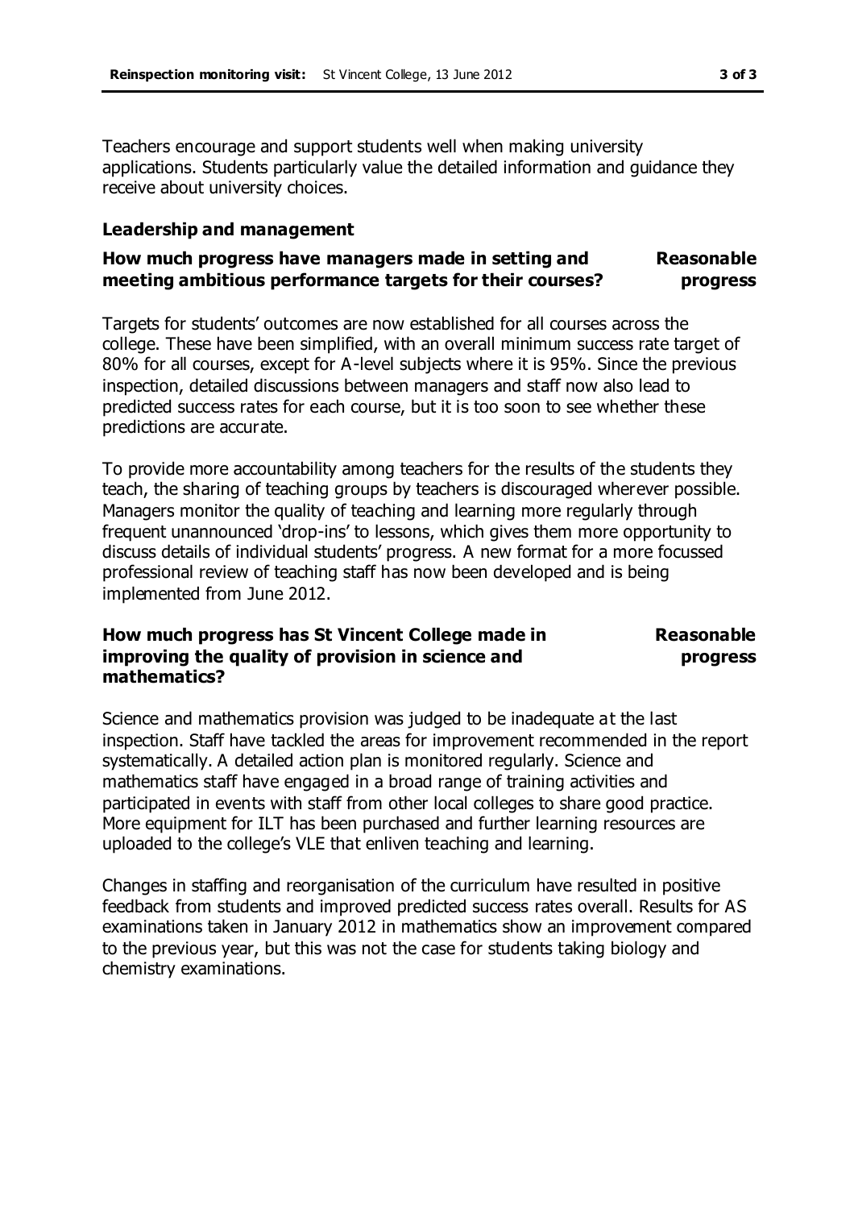Teachers encourage and support students well when making university applications. Students particularly value the detailed information and guidance they receive about university choices.

### Leadership and management

**How much progress have managers made in setting and meeting ambitious performance targets for their courses?** **Reasonable progress**

Targets for students' outcomes are now established for all courses across the college. These have been simplified, with an overall minimum success rate target of 80% for all courses, except for A-level subjects where it is 95%. Since the previous inspection, detailed discussions between managers and staff now also lead to predicted success rates for each course, but it is too soon to see whether these predictions are accurate.

To provide more accountability among teachers for the results of the students they teach, the sharing of teaching groups by teachers is discouraged wherever possible. Managers monitor the quality of teaching and learning more regularly through frequent unannounced 'drop-ins' to lessons, which gives them more opportunity to discuss details of individual students' progress. A new format for a more focussed professional review of teaching staff has now been developed and is being implemented from June 2012.

**How much progress has St Vincent College made in improving the quality of provision in science and mathematics?** **Reasonable progress**

Science and mathematics provision was judged to be inadequate at the last inspection. Staff have tackled the areas for improvement recommended in the report systematically. A detailed action plan is monitored regularly. Science and mathematics staff have engaged in a broad range of training activities and participated in events with staff from other local colleges to share good practice. More equipment for ILT has been purchased and further learning resources are uploaded to the college's VLE that enliven teaching and learning.

Changes in staffing and reorganisation of the curriculum have resulted in positive feedback from students and improved predicted success rates overall. Results for AS examinations taken in January 2012 in mathematics show an improvement compared to the previous year, but this was not the case for students taking biology and chemistry examinations.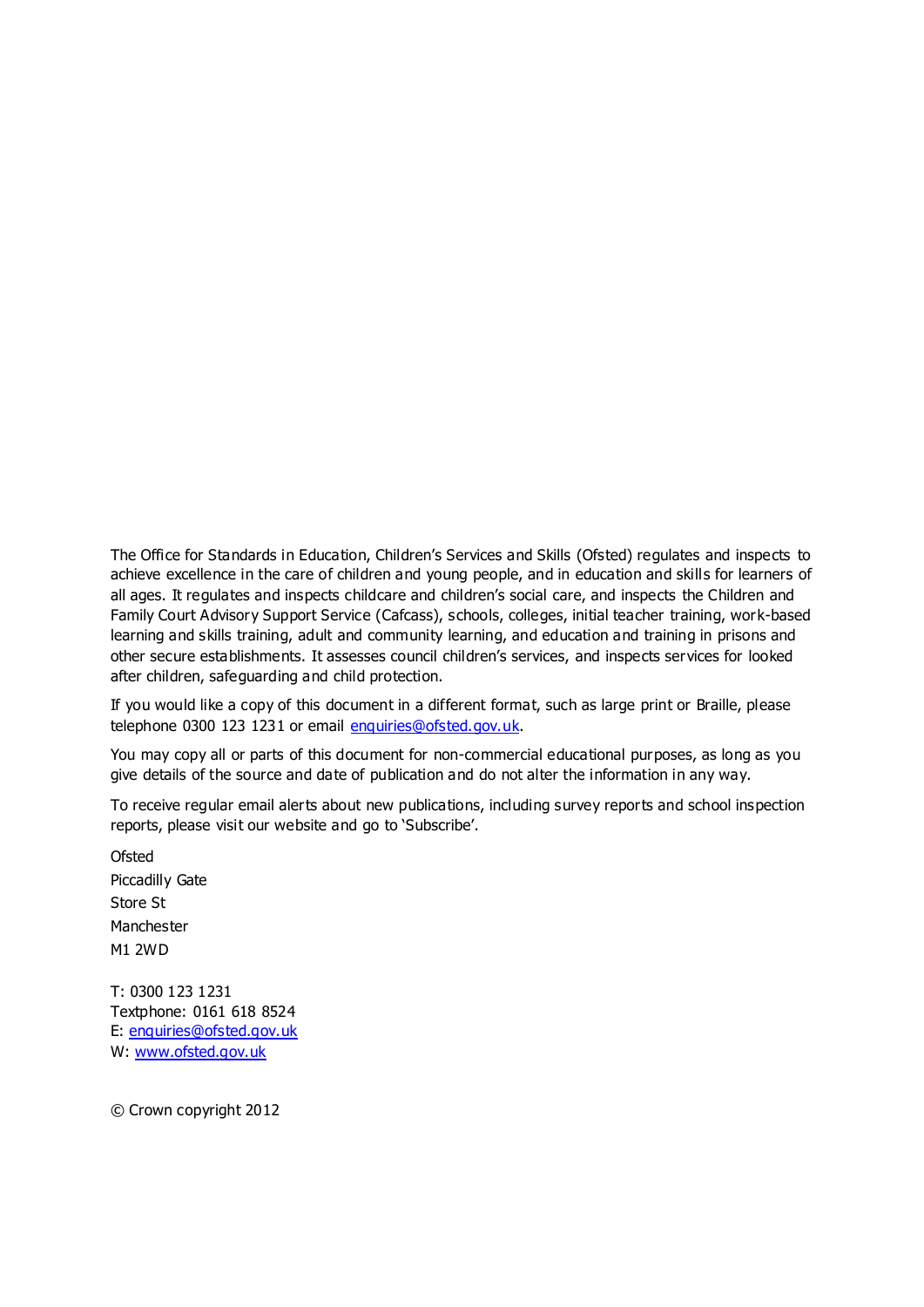The Office for Standards in Education, Children's Services and Skills (Ofsted) regulates and inspects to achieve excellence in the care of children and young people, and in education and skills for learners of all ages. It regulates and inspects childcare and children's social care, and inspects the Children and Family Court Advisory Support Service (Cafcass), schools, colleges, initial teacher training, work-based learning and skills training, adult and community learning, and education and training in prisons and other secure establishments. It assesses council children's services, and inspects services for looked after children, safeguarding and child protection.

If you would like a copy of this document in a different format, such as large print or Braille, please telephone 0300 123 1231 or email enquiries@ofsted.gov.uk.

You may copy all or parts of this document for non-commercial educational purposes, as long as you give details of the source and date of publication and do not alter the information in any way.

To receive regular email alerts about new publications, including survey reports and school inspection reports, please visit our website and go to 'Subscribe'.

Ofsted
Piccadilly Gate
Store St
Manchester
M1 2WD

T: 0300 123 1231
Textphone: 0161 618 8524
E: enquiries@ofsted.gov.uk
W: www.ofsted.gov.uk

© Crown copyright 2012